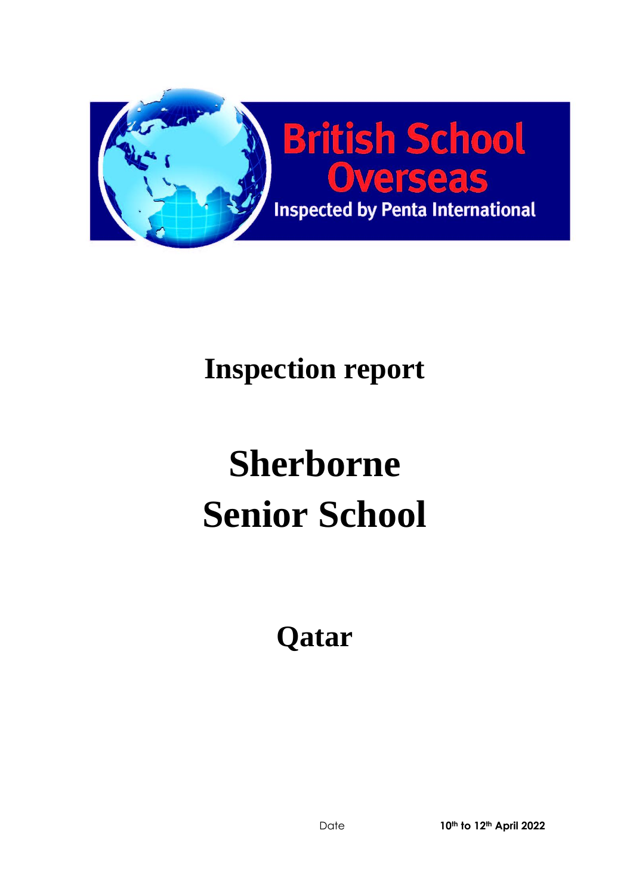British School Overseas

Inspected by Penta International

# Inspection report

# Sherborne Senior School

## Qatar

Date 10th to 12th April 2022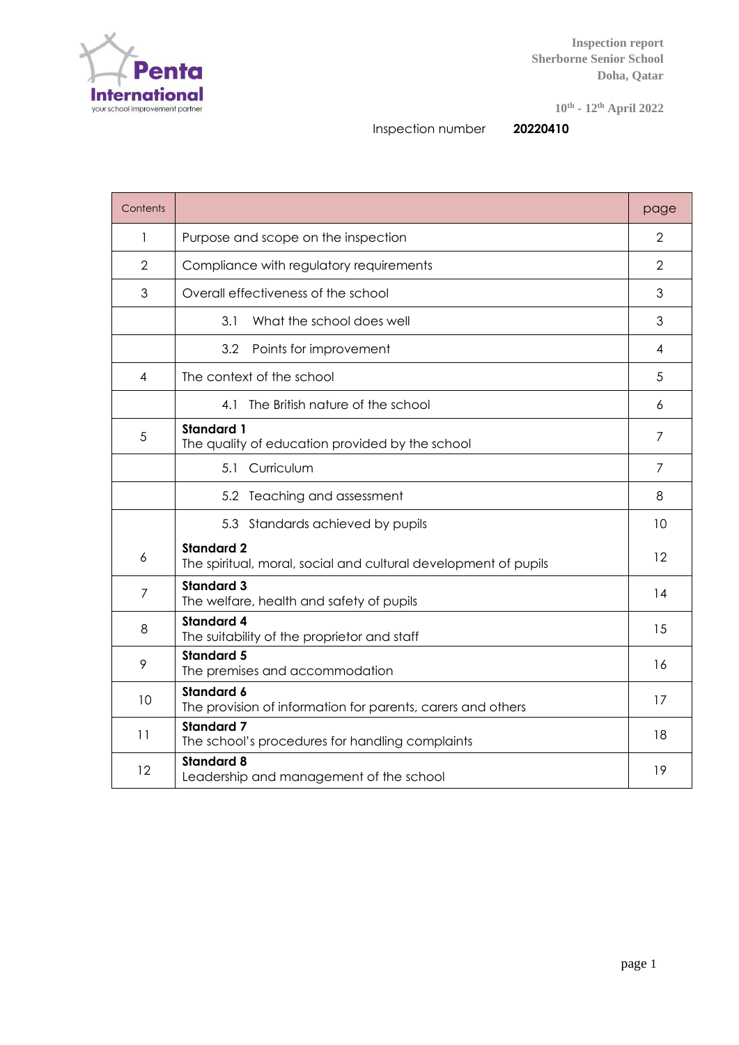Inspection report
Sherborne Senior School
Doha, Qatar

10th - 12th April 2022

Inspection number **20220410**

| Contents | | page |
|---|---|---|
| 1 | Purpose and scope on the inspection | 2 |
| 2 | Compliance with regulatory requirements | 2 |
| 3 | Overall effectiveness of the school | 3 |
| | 3.1 What the school does well | 3 |
| | 3.2 Points for improvement | 4 |
| 4 | The context of the school | 5 |
| | 4.1 The British nature of the school | 6 |
| 5 | **Standard 1** The quality of education provided by the school | 7 |
| | 5.1 Curriculum | 7 |
| | 5.2 Teaching and assessment | 8 |
| | 5.3 Standards achieved by pupils | 10 |
| 6 | **Standard 2** The spiritual, moral, social and cultural development of pupils | 12 |
| 7 | **Standard 3** The welfare, health and safety of pupils | 14 |
| 8 | **Standard 4** The suitability of the proprietor and staff | 15 |
| 9 | **Standard 5** The premises and accommodation | 16 |
| 10 | **Standard 6** The provision of information for parents, carers and others | 17 |
| 11 | **Standard 7** The school's procedures for handling complaints | 18 |
| 12 | **Standard 8** Leadership and management of the school | 19 |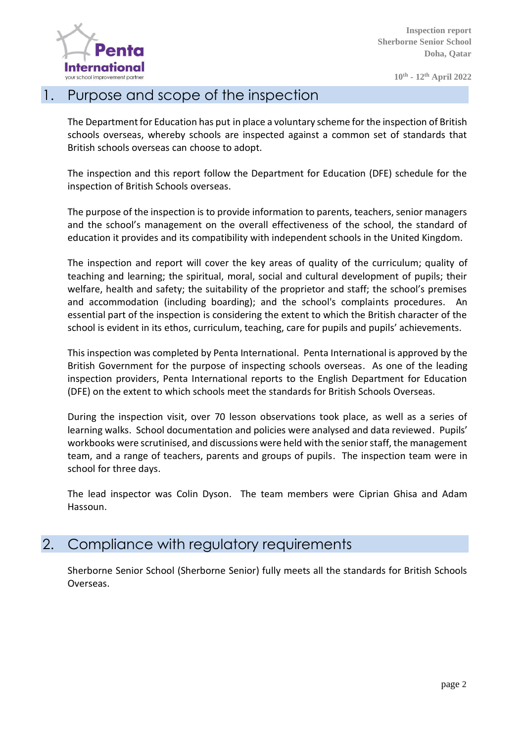## 1. Purpose and scope of the inspection

The Department for Education has put in place a voluntary scheme for the inspection of British schools overseas, whereby schools are inspected against a common set of standards that British schools overseas can choose to adopt.

The inspection and this report follow the Department for Education (DFE) schedule for the inspection of British Schools overseas.

The purpose of the inspection is to provide information to parents, teachers, senior managers and the school's management on the overall effectiveness of the school, the standard of education it provides and its compatibility with independent schools in the United Kingdom.

The inspection and report will cover the key areas of quality of the curriculum; quality of teaching and learning; the spiritual, moral, social and cultural development of pupils; their welfare, health and safety; the suitability of the proprietor and staff; the school's premises and accommodation (including boarding); and the school's complaints procedures. An essential part of the inspection is considering the extent to which the British character of the school is evident in its ethos, curriculum, teaching, care for pupils and pupils' achievements.

This inspection was completed by Penta International. Penta International is approved by the British Government for the purpose of inspecting schools overseas. As one of the leading inspection providers, Penta International reports to the English Department for Education (DFE) on the extent to which schools meet the standards for British Schools Overseas.

During the inspection visit, over 70 lesson observations took place, as well as a series of learning walks. School documentation and policies were analysed and data reviewed. Pupils' workbooks were scrutinised, and discussions were held with the senior staff, the management team, and a range of teachers, parents and groups of pupils. The inspection team were in school for three days.

The lead inspector was Colin Dyson. The team members were Ciprian Ghisa and Adam Hassoun.

## 2. Compliance with regulatory requirements

Sherborne Senior School (Sherborne Senior) fully meets all the standards for British Schools Overseas.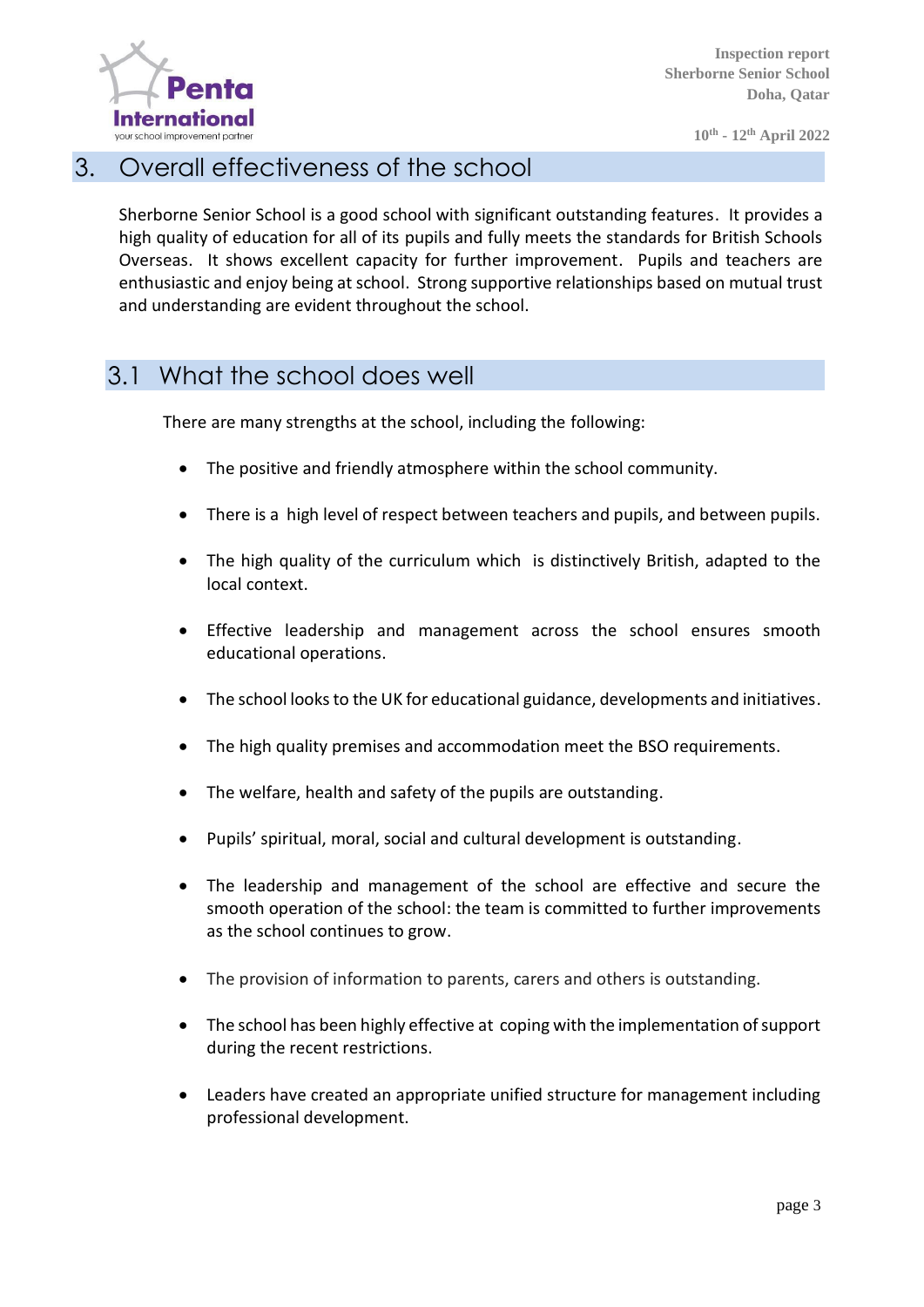## 3. Overall effectiveness of the school

Sherborne Senior School is a good school with significant outstanding features. It provides a high quality of education for all of its pupils and fully meets the standards for British Schools Overseas. It shows excellent capacity for further improvement. Pupils and teachers are enthusiastic and enjoy being at school. Strong supportive relationships based on mutual trust and understanding are evident throughout the school.

### 3.1 What the school does well

There are many strengths at the school, including the following:

- The positive and friendly atmosphere within the school community.
- There is a high level of respect between teachers and pupils, and between pupils.
- The high quality of the curriculum which is distinctively British, adapted to the local context.
- Effective leadership and management across the school ensures smooth educational operations.
- The school looks to the UK for educational guidance, developments and initiatives.
- The high quality premises and accommodation meet the BSO requirements.
- The welfare, health and safety of the pupils are outstanding.
- Pupils' spiritual, moral, social and cultural development is outstanding.
- The leadership and management of the school are effective and secure the smooth operation of the school: the team is committed to further improvements as the school continues to grow.
- The provision of information to parents, carers and others is outstanding.
- The school has been highly effective at coping with the implementation of support during the recent restrictions.
- Leaders have created an appropriate unified structure for management including professional development.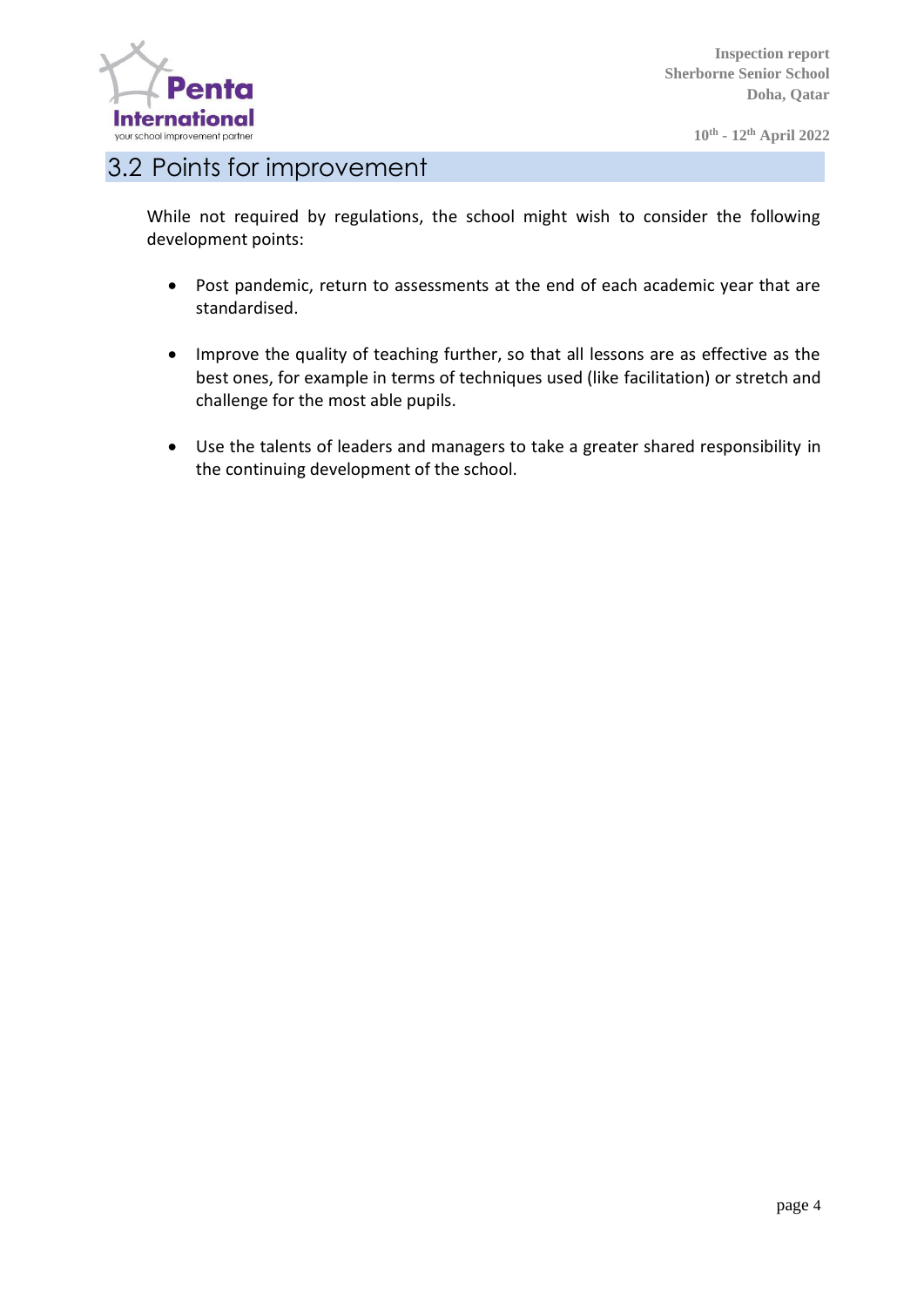## 3.2 Points for improvement

While not required by regulations, the school might wish to consider the following development points:

- Post pandemic, return to assessments at the end of each academic year that are standardised.
- Improve the quality of teaching further, so that all lessons are as effective as the best ones, for example in terms of techniques used (like facilitation) or stretch and challenge for the most able pupils.
- Use the talents of leaders and managers to take a greater shared responsibility in the continuing development of the school.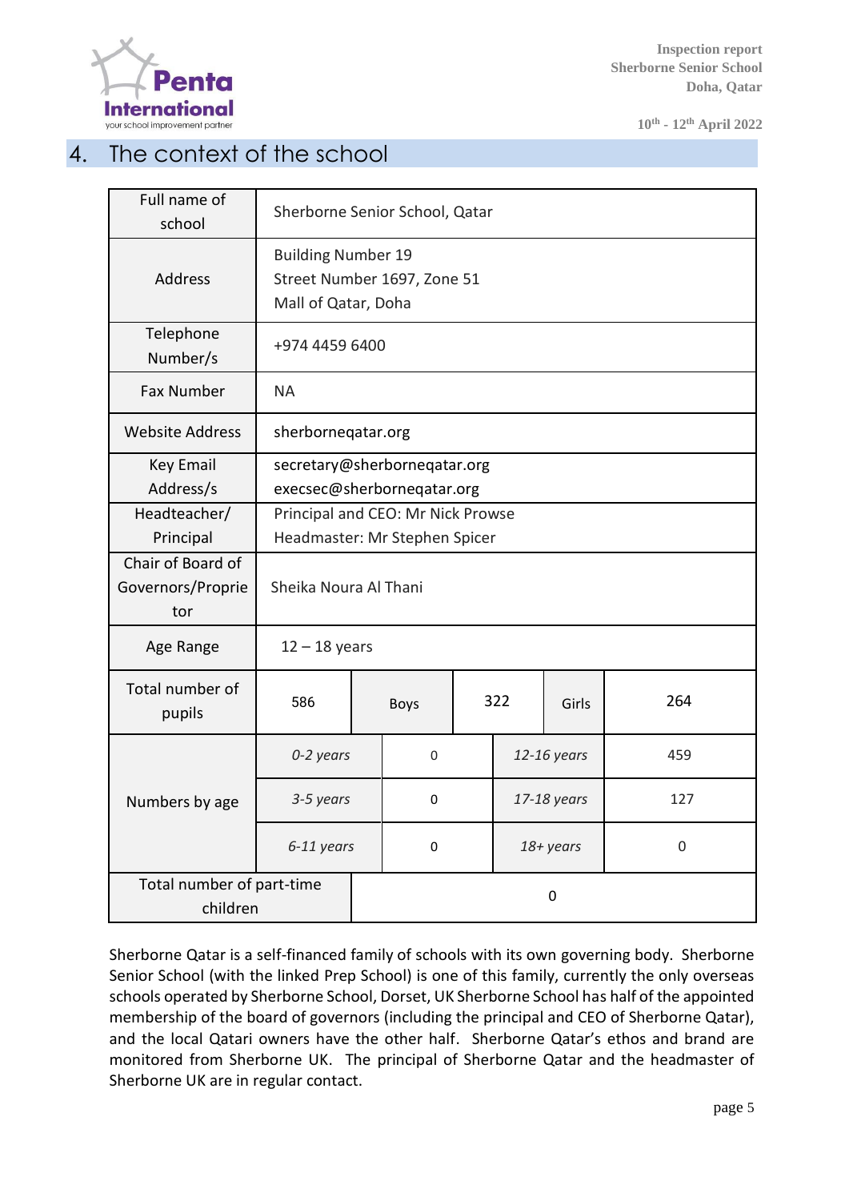## 4. The context of the school

| | | | | | |
|---|---|---|---|---|---|
| Full name of school | Sherborne Senior School, Qatar | | | | |
| Address | Building Number 19<br>Street Number 1697, Zone 51<br>Mall of Qatar, Doha | | | | |
| Telephone Number/s | +974 4459 6400 | | | | |
| Fax Number | NA | | | | |
| Website Address | sherborneqatar.org | | | | |
| Key Email Address/s | secretary@sherborneqatar.org<br>execsec@sherborneqatar.org | | | | |
| Headteacher/ Principal | Principal and CEO: Mr Nick Prowse<br>Headmaster: Mr Stephen Spicer | | | | |
| Chair of Board of Governors/Proprietor | Sheika Noura Al Thani | | | | |
| Age Range | 12 – 18 years | | | | |
| Total number of pupils | 586 | Boys | 322 | Girls | 264 |
| Numbers by age | *0-2 years* | 0 | *12-16 years* | 459 | |
| | *3-5 years* | 0 | *17-18 years* | 127 | |
| | *6-11 years* | 0 | *18+ years* | 0 | |
| Total number of part-time children | 0 | | | | |

Sherborne Qatar is a self-financed family of schools with its own governing body. Sherborne Senior School (with the linked Prep School) is one of this family, currently the only overseas schools operated by Sherborne School, Dorset, UK Sherborne School has half of the appointed membership of the board of governors (including the principal and CEO of Sherborne Qatar), and the local Qatari owners have the other half. Sherborne Qatar's ethos and brand are monitored from Sherborne UK. The principal of Sherborne Qatar and the headmaster of Sherborne UK are in regular contact.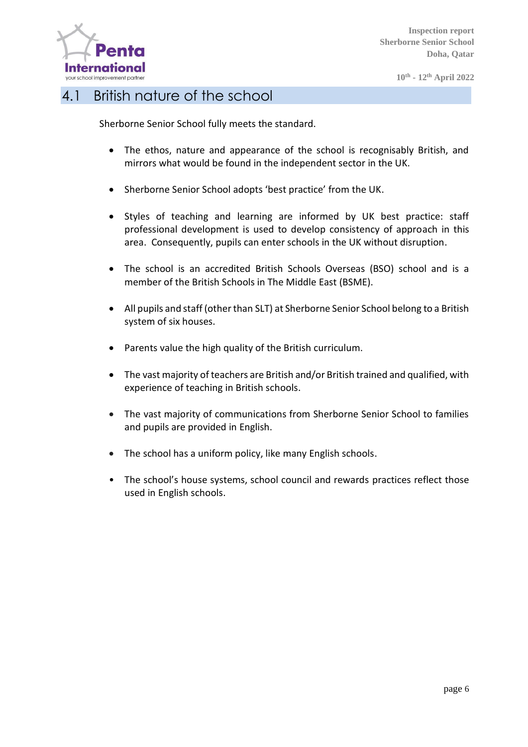## 4.1 British nature of the school

Sherborne Senior School fully meets the standard.

- The ethos, nature and appearance of the school is recognisably British, and mirrors what would be found in the independent sector in the UK.
- Sherborne Senior School adopts 'best practice' from the UK.
- Styles of teaching and learning are informed by UK best practice: staff professional development is used to develop consistency of approach in this area. Consequently, pupils can enter schools in the UK without disruption.
- The school is an accredited British Schools Overseas (BSO) school and is a member of the British Schools in The Middle East (BSME).
- All pupils and staff (other than SLT) at Sherborne Senior School belong to a British system of six houses.
- Parents value the high quality of the British curriculum.
- The vast majority of teachers are British and/or British trained and qualified, with experience of teaching in British schools.
- The vast majority of communications from Sherborne Senior School to families and pupils are provided in English.
- The school has a uniform policy, like many English schools.
- The school's house systems, school council and rewards practices reflect those used in English schools.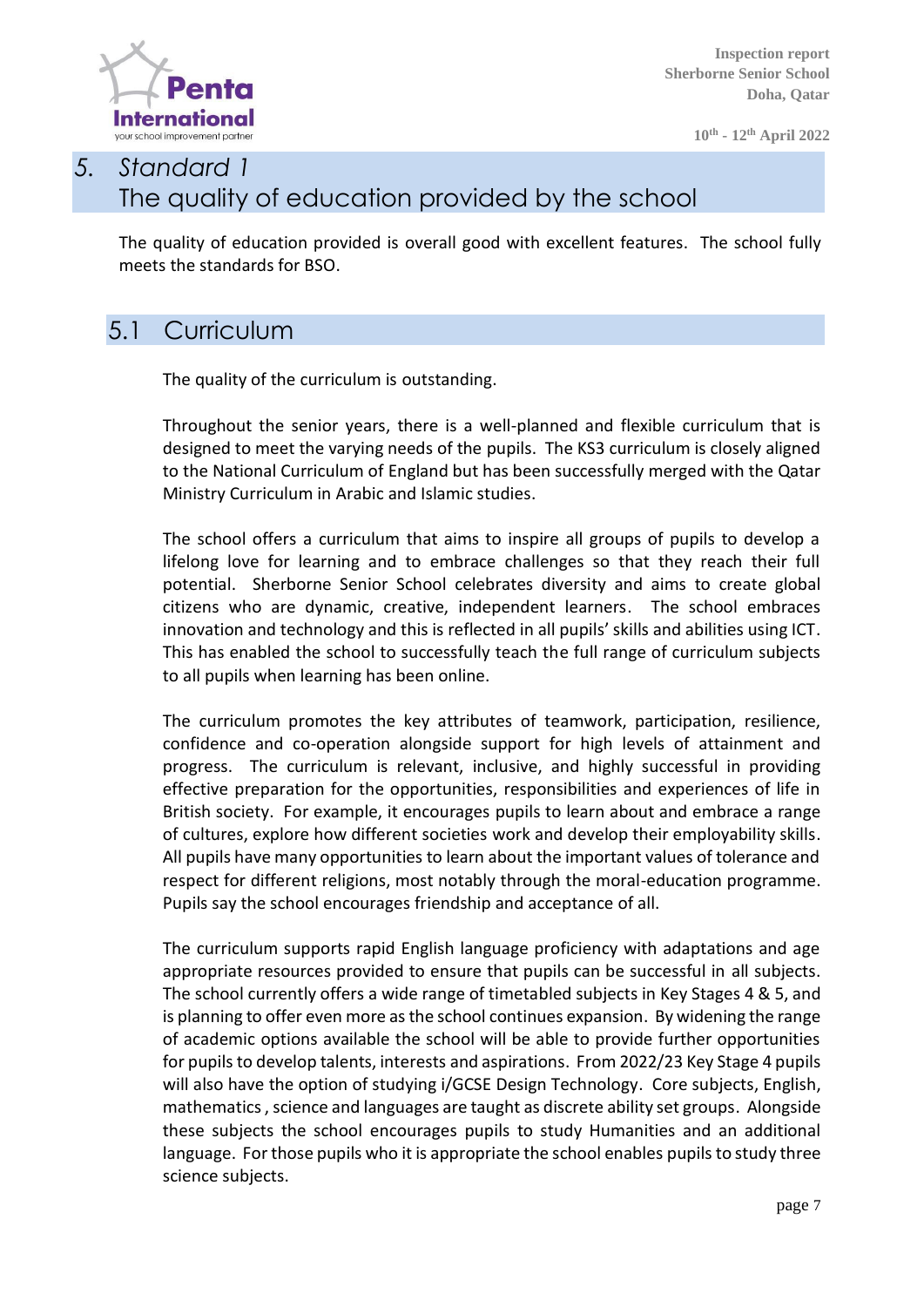# 5. Standard 1 The quality of education provided by the school

The quality of education provided is overall good with excellent features. The school fully meets the standards for BSO.

## 5.1 Curriculum

The quality of the curriculum is outstanding.

Throughout the senior years, there is a well-planned and flexible curriculum that is designed to meet the varying needs of the pupils. The KS3 curriculum is closely aligned to the National Curriculum of England but has been successfully merged with the Qatar Ministry Curriculum in Arabic and Islamic studies.

The school offers a curriculum that aims to inspire all groups of pupils to develop a lifelong love for learning and to embrace challenges so that they reach their full potential. Sherborne Senior School celebrates diversity and aims to create global citizens who are dynamic, creative, independent learners. The school embraces innovation and technology and this is reflected in all pupils' skills and abilities using ICT. This has enabled the school to successfully teach the full range of curriculum subjects to all pupils when learning has been online.

The curriculum promotes the key attributes of teamwork, participation, resilience, confidence and co-operation alongside support for high levels of attainment and progress. The curriculum is relevant, inclusive, and highly successful in providing effective preparation for the opportunities, responsibilities and experiences of life in British society. For example, it encourages pupils to learn about and embrace a range of cultures, explore how different societies work and develop their employability skills. All pupils have many opportunities to learn about the important values of tolerance and respect for different religions, most notably through the moral-education programme. Pupils say the school encourages friendship and acceptance of all.

The curriculum supports rapid English language proficiency with adaptations and age appropriate resources provided to ensure that pupils can be successful in all subjects. The school currently offers a wide range of timetabled subjects in Key Stages 4 & 5, and is planning to offer even more as the school continues expansion. By widening the range of academic options available the school will be able to provide further opportunities for pupils to develop talents, interests and aspirations. From 2022/23 Key Stage 4 pupils will also have the option of studying i/GCSE Design Technology. Core subjects, English, mathematics , science and languages are taught as discrete ability set groups. Alongside these subjects the school encourages pupils to study Humanities and an additional language. For those pupils who it is appropriate the school enables pupils to study three science subjects.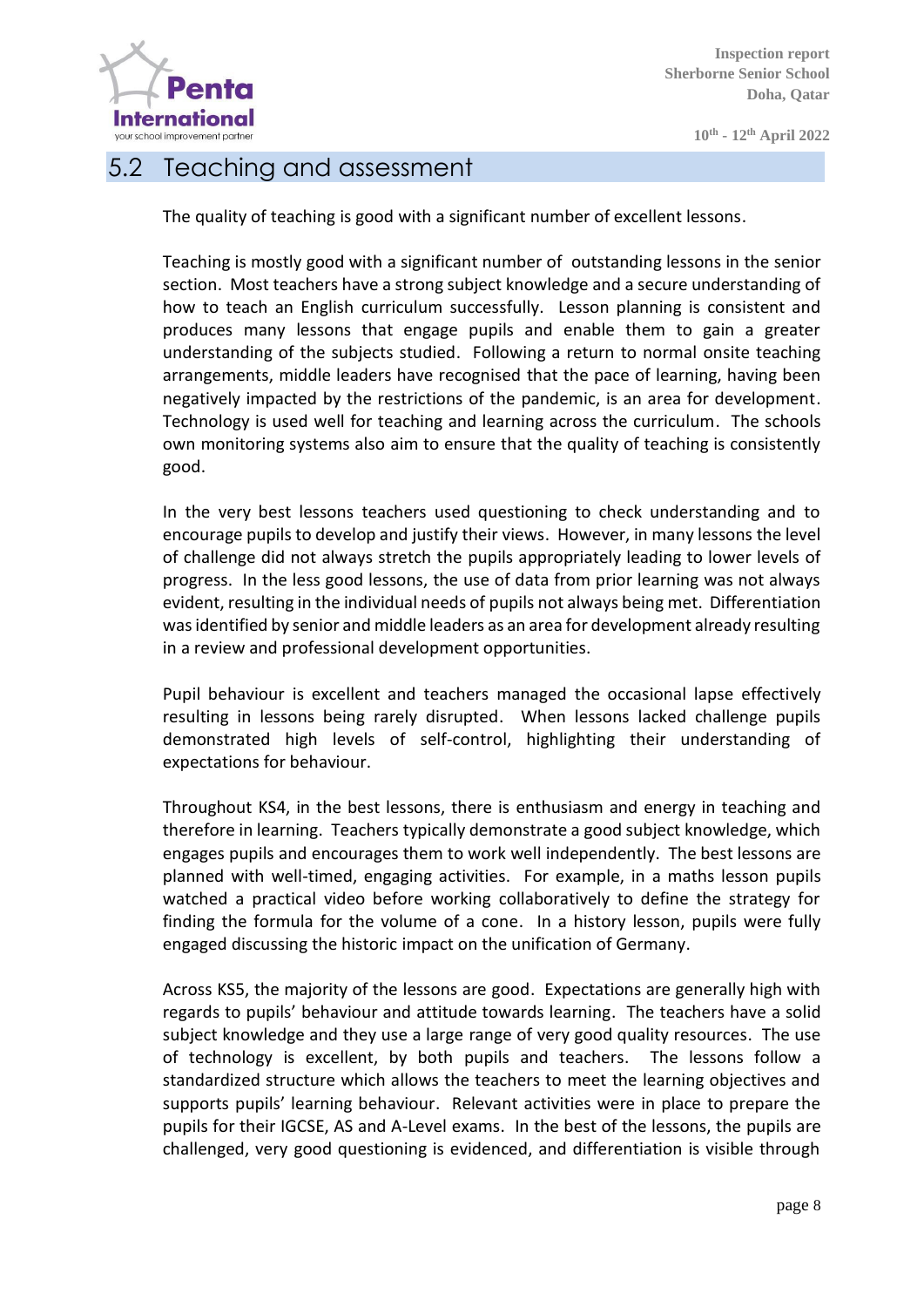## 5.2 Teaching and assessment

The quality of teaching is good with a significant number of excellent lessons.

Teaching is mostly good with a significant number of outstanding lessons in the senior section. Most teachers have a strong subject knowledge and a secure understanding of how to teach an English curriculum successfully. Lesson planning is consistent and produces many lessons that engage pupils and enable them to gain a greater understanding of the subjects studied. Following a return to normal onsite teaching arrangements, middle leaders have recognised that the pace of learning, having been negatively impacted by the restrictions of the pandemic, is an area for development. Technology is used well for teaching and learning across the curriculum. The schools own monitoring systems also aim to ensure that the quality of teaching is consistently good.

In the very best lessons teachers used questioning to check understanding and to encourage pupils to develop and justify their views. However, in many lessons the level of challenge did not always stretch the pupils appropriately leading to lower levels of progress. In the less good lessons, the use of data from prior learning was not always evident, resulting in the individual needs of pupils not always being met. Differentiation was identified by senior and middle leaders as an area for development already resulting in a review and professional development opportunities.

Pupil behaviour is excellent and teachers managed the occasional lapse effectively resulting in lessons being rarely disrupted. When lessons lacked challenge pupils demonstrated high levels of self-control, highlighting their understanding of expectations for behaviour.

Throughout KS4, in the best lessons, there is enthusiasm and energy in teaching and therefore in learning. Teachers typically demonstrate a good subject knowledge, which engages pupils and encourages them to work well independently. The best lessons are planned with well-timed, engaging activities. For example, in a maths lesson pupils watched a practical video before working collaboratively to define the strategy for finding the formula for the volume of a cone. In a history lesson, pupils were fully engaged discussing the historic impact on the unification of Germany.

Across KS5, the majority of the lessons are good. Expectations are generally high with regards to pupils' behaviour and attitude towards learning. The teachers have a solid subject knowledge and they use a large range of very good quality resources. The use of technology is excellent, by both pupils and teachers. The lessons follow a standardized structure which allows the teachers to meet the learning objectives and supports pupils' learning behaviour. Relevant activities were in place to prepare the pupils for their IGCSE, AS and A-Level exams. In the best of the lessons, the pupils are challenged, very good questioning is evidenced, and differentiation is visible through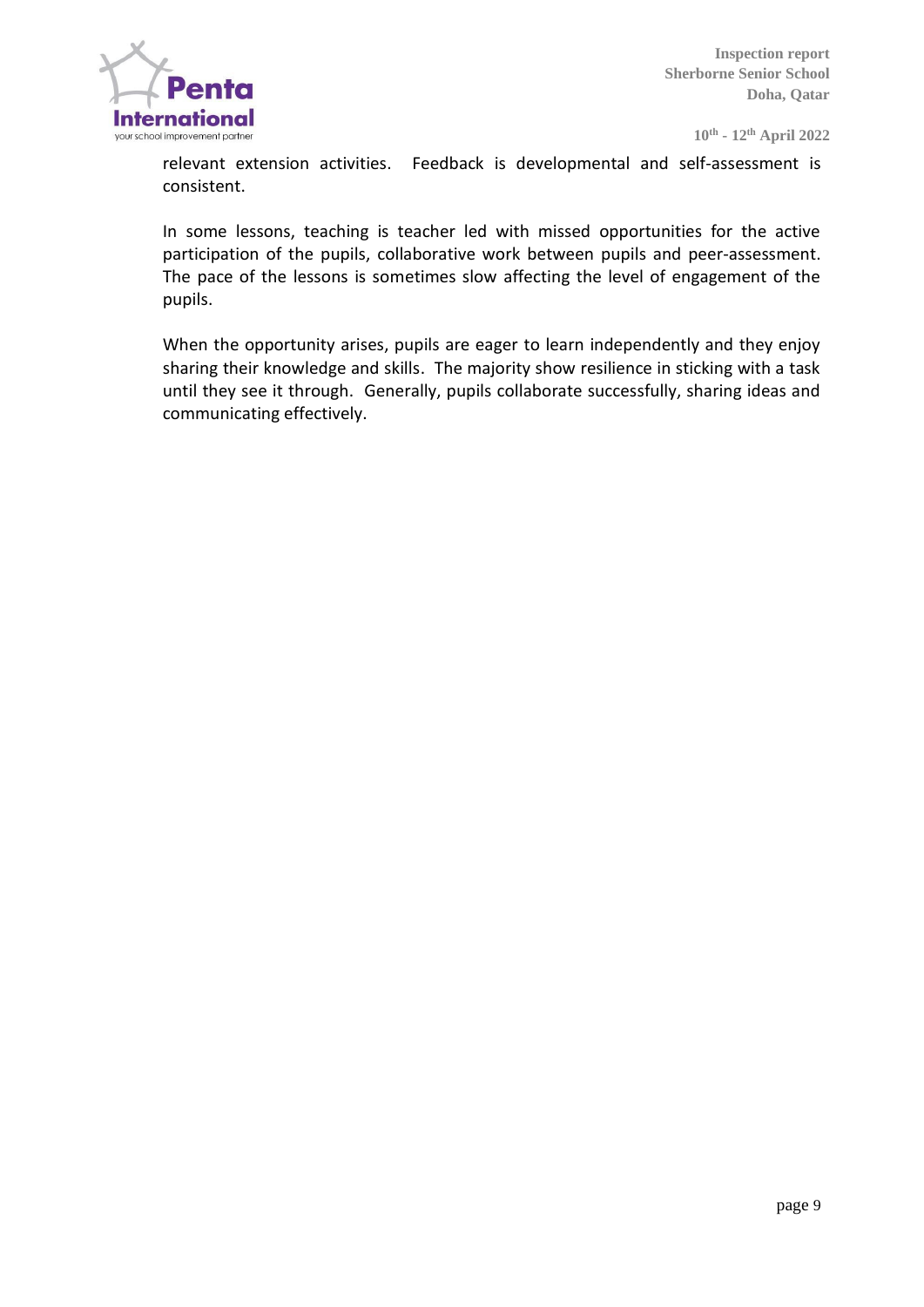relevant extension activities. Feedback is developmental and self-assessment is consistent.

In some lessons, teaching is teacher led with missed opportunities for the active participation of the pupils, collaborative work between pupils and peer-assessment. The pace of the lessons is sometimes slow affecting the level of engagement of the pupils.

When the opportunity arises, pupils are eager to learn independently and they enjoy sharing their knowledge and skills. The majority show resilience in sticking with a task until they see it through. Generally, pupils collaborate successfully, sharing ideas and communicating effectively.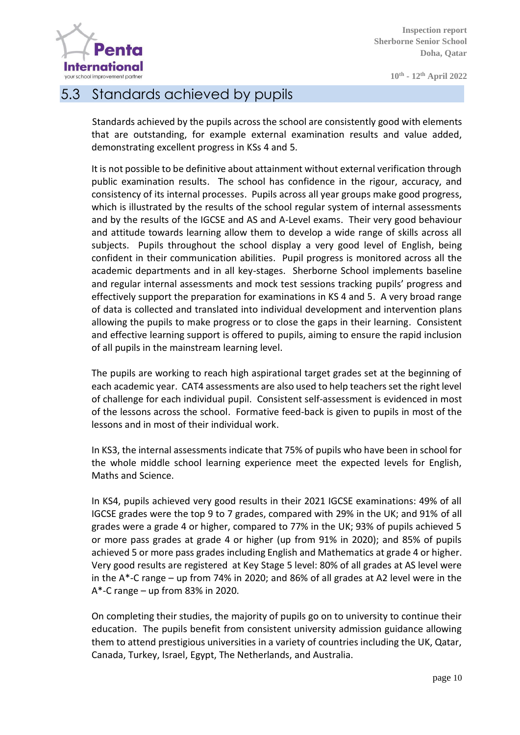## 5.3 Standards achieved by pupils

Standards achieved by the pupils across the school are consistently good with elements that are outstanding, for example external examination results and value added, demonstrating excellent progress in KSs 4 and 5.

It is not possible to be definitive about attainment without external verification through public examination results. The school has confidence in the rigour, accuracy, and consistency of its internal processes. Pupils across all year groups make good progress, which is illustrated by the results of the school regular system of internal assessments and by the results of the IGCSE and AS and A-Level exams. Their very good behaviour and attitude towards learning allow them to develop a wide range of skills across all subjects. Pupils throughout the school display a very good level of English, being confident in their communication abilities. Pupil progress is monitored across all the academic departments and in all key-stages. Sherborne School implements baseline and regular internal assessments and mock test sessions tracking pupils' progress and effectively support the preparation for examinations in KS 4 and 5. A very broad range of data is collected and translated into individual development and intervention plans allowing the pupils to make progress or to close the gaps in their learning. Consistent and effective learning support is offered to pupils, aiming to ensure the rapid inclusion of all pupils in the mainstream learning level.

The pupils are working to reach high aspirational target grades set at the beginning of each academic year. CAT4 assessments are also used to help teachers set the right level of challenge for each individual pupil. Consistent self-assessment is evidenced in most of the lessons across the school. Formative feed-back is given to pupils in most of the lessons and in most of their individual work.

In KS3, the internal assessments indicate that 75% of pupils who have been in school for the whole middle school learning experience meet the expected levels for English, Maths and Science.

In KS4, pupils achieved very good results in their 2021 IGCSE examinations: 49% of all IGCSE grades were the top 9 to 7 grades, compared with 29% in the UK; and 91% of all grades were a grade 4 or higher, compared to 77% in the UK; 93% of pupils achieved 5 or more pass grades at grade 4 or higher (up from 91% in 2020); and 85% of pupils achieved 5 or more pass grades including English and Mathematics at grade 4 or higher. Very good results are registered at Key Stage 5 level: 80% of all grades at AS level were in the A*-C range – up from 74% in 2020; and 86% of all grades at A2 level were in the A*-C range – up from 83% in 2020.

On completing their studies, the majority of pupils go on to university to continue their education. The pupils benefit from consistent university admission guidance allowing them to attend prestigious universities in a variety of countries including the UK, Qatar, Canada, Turkey, Israel, Egypt, The Netherlands, and Australia.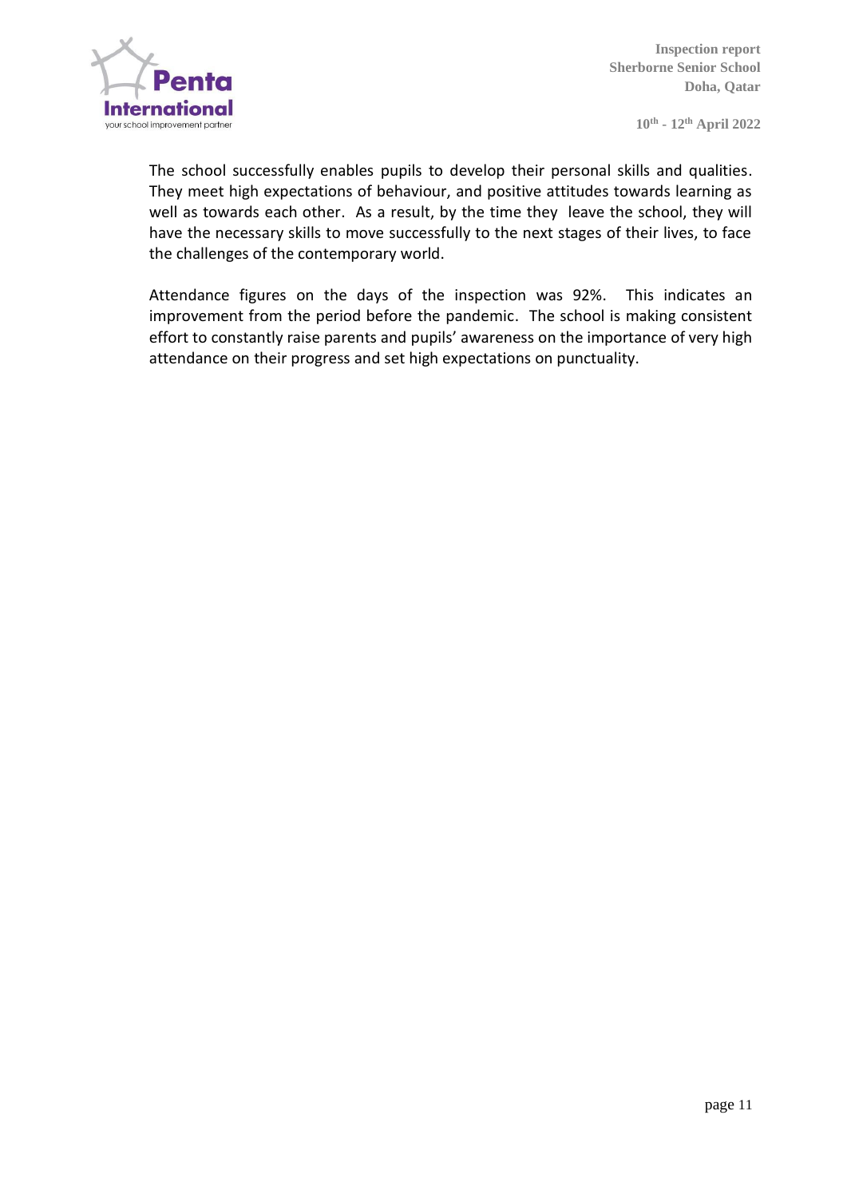The school successfully enables pupils to develop their personal skills and qualities. They meet high expectations of behaviour, and positive attitudes towards learning as well as towards each other. As a result, by the time they leave the school, they will have the necessary skills to move successfully to the next stages of their lives, to face the challenges of the contemporary world.

Attendance figures on the days of the inspection was 92%. This indicates an improvement from the period before the pandemic. The school is making consistent effort to constantly raise parents and pupils' awareness on the importance of very high attendance on their progress and set high expectations on punctuality.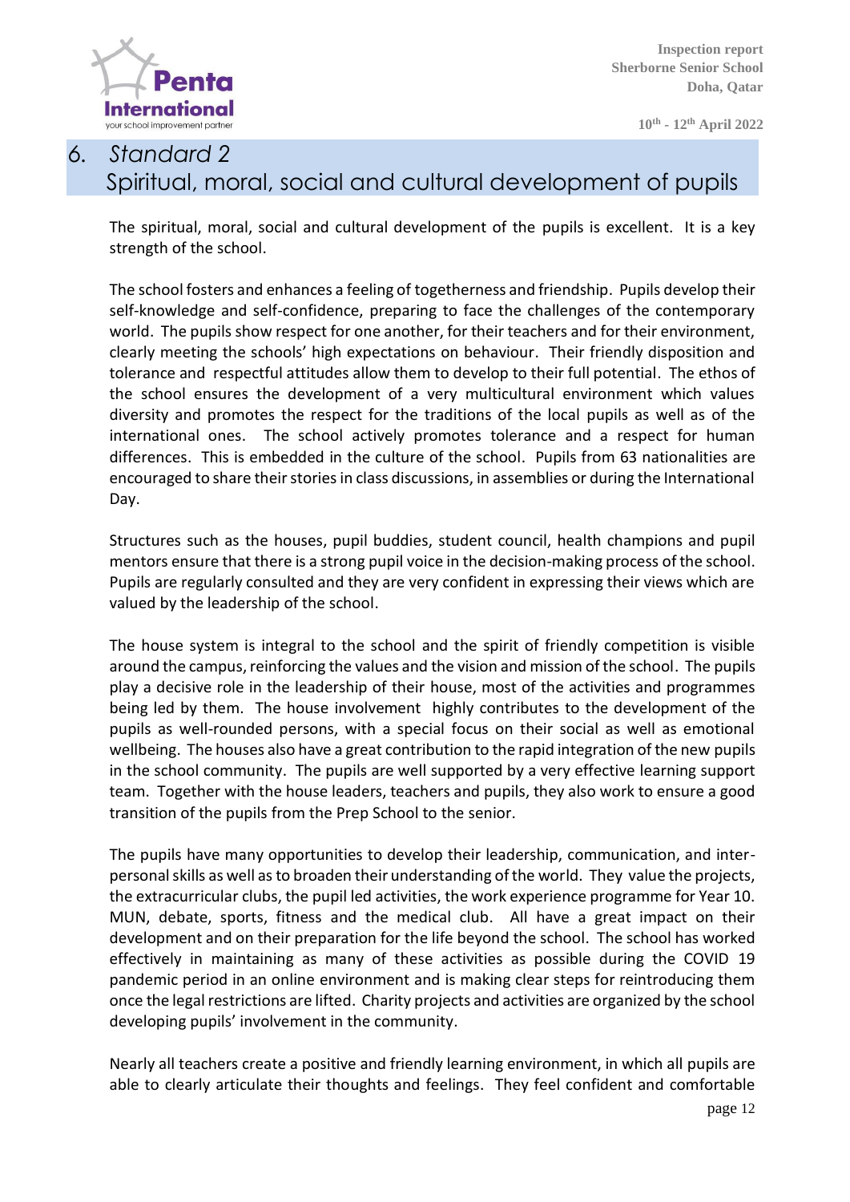# 6. Standard 2
## Spiritual, moral, social and cultural development of pupils

The spiritual, moral, social and cultural development of the pupils is excellent. It is a key strength of the school.

The school fosters and enhances a feeling of togetherness and friendship. Pupils develop their self-knowledge and self-confidence, preparing to face the challenges of the contemporary world. The pupils show respect for one another, for their teachers and for their environment, clearly meeting the schools' high expectations on behaviour. Their friendly disposition and tolerance and respectful attitudes allow them to develop to their full potential. The ethos of the school ensures the development of a very multicultural environment which values diversity and promotes the respect for the traditions of the local pupils as well as of the international ones. The school actively promotes tolerance and a respect for human differences. This is embedded in the culture of the school. Pupils from 63 nationalities are encouraged to share their stories in class discussions, in assemblies or during the International Day.

Structures such as the houses, pupil buddies, student council, health champions and pupil mentors ensure that there is a strong pupil voice in the decision-making process of the school. Pupils are regularly consulted and they are very confident in expressing their views which are valued by the leadership of the school.

The house system is integral to the school and the spirit of friendly competition is visible around the campus, reinforcing the values and the vision and mission of the school. The pupils play a decisive role in the leadership of their house, most of the activities and programmes being led by them. The house involvement highly contributes to the development of the pupils as well-rounded persons, with a special focus on their social as well as emotional wellbeing. The houses also have a great contribution to the rapid integration of the new pupils in the school community. The pupils are well supported by a very effective learning support team. Together with the house leaders, teachers and pupils, they also work to ensure a good transition of the pupils from the Prep School to the senior.

The pupils have many opportunities to develop their leadership, communication, and inter-personal skills as well as to broaden their understanding of the world. They value the projects, the extracurricular clubs, the pupil led activities, the work experience programme for Year 10. MUN, debate, sports, fitness and the medical club. All have a great impact on their development and on their preparation for the life beyond the school. The school has worked effectively in maintaining as many of these activities as possible during the COVID 19 pandemic period in an online environment and is making clear steps for reintroducing them once the legal restrictions are lifted. Charity projects and activities are organized by the school developing pupils' involvement in the community.

Nearly all teachers create a positive and friendly learning environment, in which all pupils are able to clearly articulate their thoughts and feelings. They feel confident and comfortable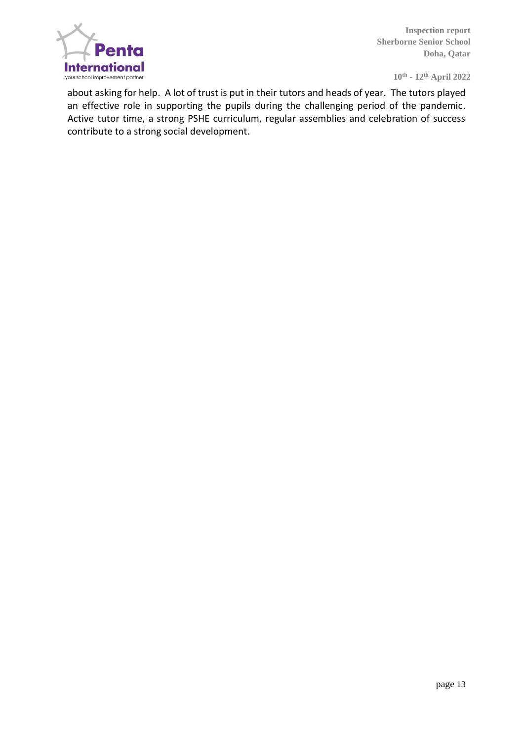about asking for help. A lot of trust is put in their tutors and heads of year. The tutors played an effective role in supporting the pupils during the challenging period of the pandemic. Active tutor time, a strong PSHE curriculum, regular assemblies and celebration of success contribute to a strong social development.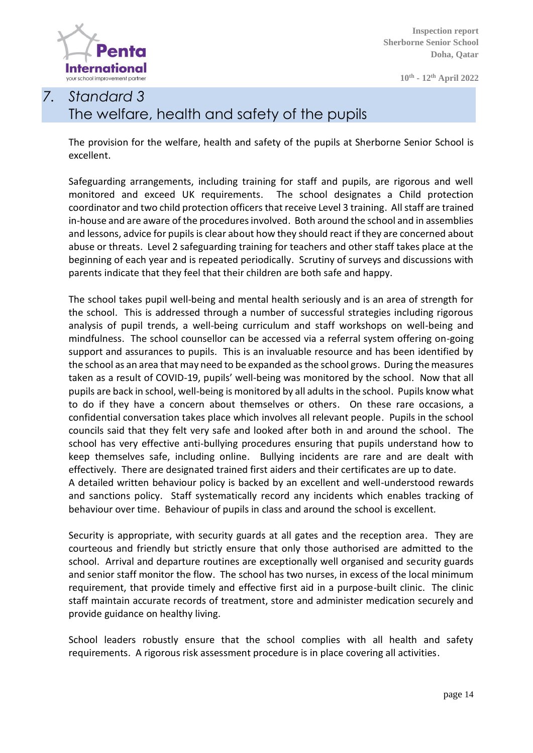## 7. Standard 3
## The welfare, health and safety of the pupils

The provision for the welfare, health and safety of the pupils at Sherborne Senior School is excellent.

Safeguarding arrangements, including training for staff and pupils, are rigorous and well monitored and exceed UK requirements. The school designates a Child protection coordinator and two child protection officers that receive Level 3 training. All staff are trained in-house and are aware of the procedures involved. Both around the school and in assemblies and lessons, advice for pupils is clear about how they should react if they are concerned about abuse or threats. Level 2 safeguarding training for teachers and other staff takes place at the beginning of each year and is repeated periodically. Scrutiny of surveys and discussions with parents indicate that they feel that their children are both safe and happy.

The school takes pupil well-being and mental health seriously and is an area of strength for the school. This is addressed through a number of successful strategies including rigorous analysis of pupil trends, a well-being curriculum and staff workshops on well-being and mindfulness. The school counsellor can be accessed via a referral system offering on-going support and assurances to pupils. This is an invaluable resource and has been identified by the school as an area that may need to be expanded as the school grows. During the measures taken as a result of COVID-19, pupils' well-being was monitored by the school. Now that all pupils are back in school, well-being is monitored by all adults in the school. Pupils know what to do if they have a concern about themselves or others. On these rare occasions, a confidential conversation takes place which involves all relevant people. Pupils in the school councils said that they felt very safe and looked after both in and around the school. The school has very effective anti-bullying procedures ensuring that pupils understand how to keep themselves safe, including online. Bullying incidents are rare and are dealt with effectively. There are designated trained first aiders and their certificates are up to date.
A detailed written behaviour policy is backed by an excellent and well-understood rewards and sanctions policy. Staff systematically record any incidents which enables tracking of behaviour over time. Behaviour of pupils in class and around the school is excellent.

Security is appropriate, with security guards at all gates and the reception area. They are courteous and friendly but strictly ensure that only those authorised are admitted to the school. Arrival and departure routines are exceptionally well organised and security guards and senior staff monitor the flow. The school has two nurses, in excess of the local minimum requirement, that provide timely and effective first aid in a purpose-built clinic. The clinic staff maintain accurate records of treatment, store and administer medication securely and provide guidance on healthy living.

School leaders robustly ensure that the school complies with all health and safety requirements. A rigorous risk assessment procedure is in place covering all activities.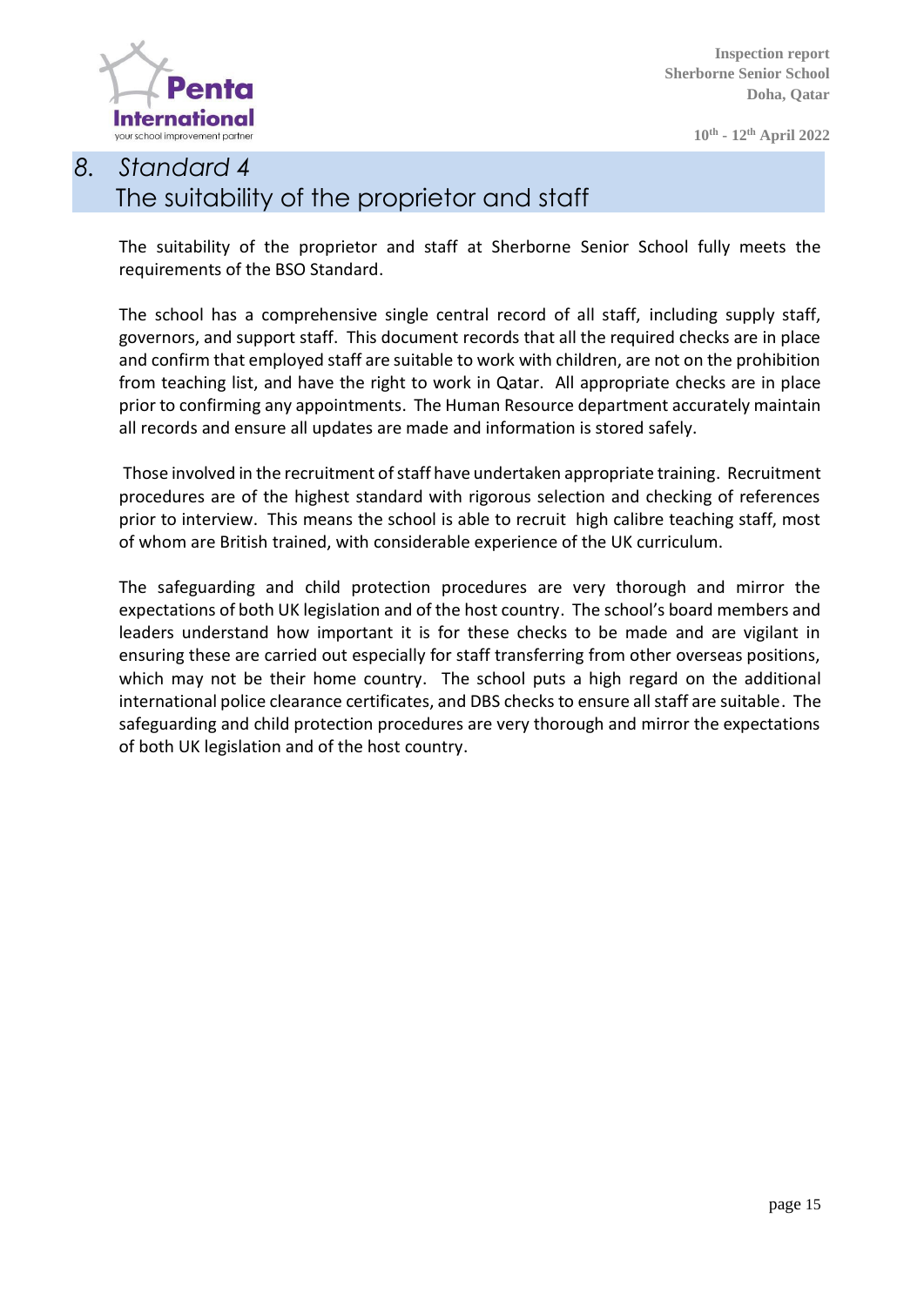## 8. Standard 4
## The suitability of the proprietor and staff

The suitability of the proprietor and staff at Sherborne Senior School fully meets the requirements of the BSO Standard.

The school has a comprehensive single central record of all staff, including supply staff, governors, and support staff. This document records that all the required checks are in place and confirm that employed staff are suitable to work with children, are not on the prohibition from teaching list, and have the right to work in Qatar. All appropriate checks are in place prior to confirming any appointments. The Human Resource department accurately maintain all records and ensure all updates are made and information is stored safely.

Those involved in the recruitment of staff have undertaken appropriate training. Recruitment procedures are of the highest standard with rigorous selection and checking of references prior to interview. This means the school is able to recruit high calibre teaching staff, most of whom are British trained, with considerable experience of the UK curriculum.

The safeguarding and child protection procedures are very thorough and mirror the expectations of both UK legislation and of the host country. The school's board members and leaders understand how important it is for these checks to be made and are vigilant in ensuring these are carried out especially for staff transferring from other overseas positions, which may not be their home country. The school puts a high regard on the additional international police clearance certificates, and DBS checks to ensure all staff are suitable. The safeguarding and child protection procedures are very thorough and mirror the expectations of both UK legislation and of the host country.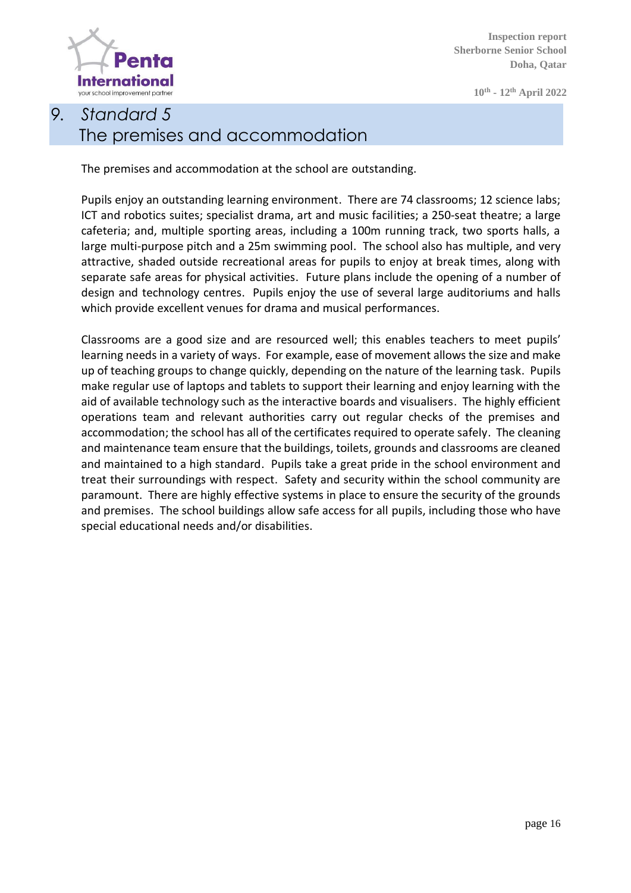# 9. Standard 5
## The premises and accommodation

The premises and accommodation at the school are outstanding.

Pupils enjoy an outstanding learning environment. There are 74 classrooms; 12 science labs; ICT and robotics suites; specialist drama, art and music facilities; a 250-seat theatre; a large cafeteria; and, multiple sporting areas, including a 100m running track, two sports halls, a large multi-purpose pitch and a 25m swimming pool. The school also has multiple, and very attractive, shaded outside recreational areas for pupils to enjoy at break times, along with separate safe areas for physical activities. Future plans include the opening of a number of design and technology centres. Pupils enjoy the use of several large auditoriums and halls which provide excellent venues for drama and musical performances.

Classrooms are a good size and are resourced well; this enables teachers to meet pupils' learning needs in a variety of ways. For example, ease of movement allows the size and make up of teaching groups to change quickly, depending on the nature of the learning task. Pupils make regular use of laptops and tablets to support their learning and enjoy learning with the aid of available technology such as the interactive boards and visualisers. The highly efficient operations team and relevant authorities carry out regular checks of the premises and accommodation; the school has all of the certificates required to operate safely. The cleaning and maintenance team ensure that the buildings, toilets, grounds and classrooms are cleaned and maintained to a high standard. Pupils take a great pride in the school environment and treat their surroundings with respect. Safety and security within the school community are paramount. There are highly effective systems in place to ensure the security of the grounds and premises. The school buildings allow safe access for all pupils, including those who have special educational needs and/or disabilities.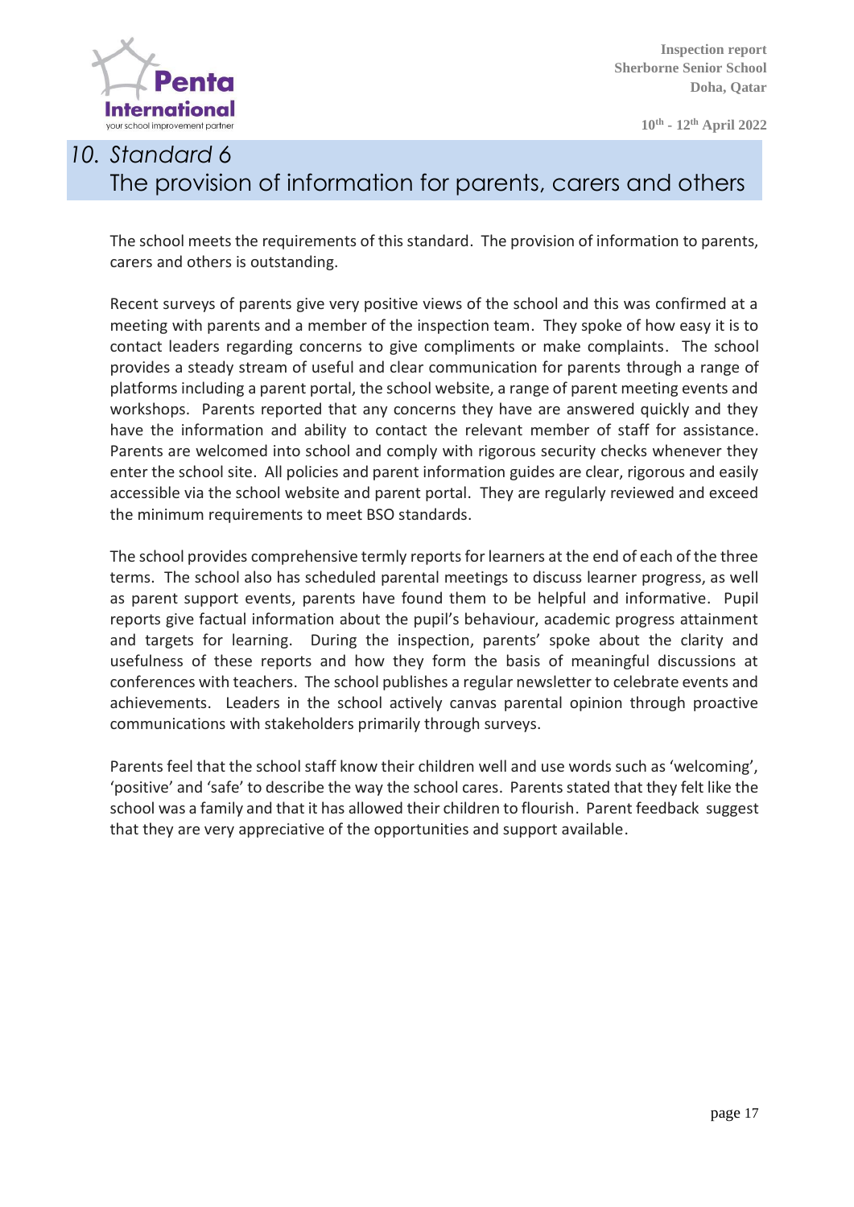## 10. Standard 6
## The provision of information for parents, carers and others

The school meets the requirements of this standard. The provision of information to parents, carers and others is outstanding.

Recent surveys of parents give very positive views of the school and this was confirmed at a meeting with parents and a member of the inspection team. They spoke of how easy it is to contact leaders regarding concerns to give compliments or make complaints. The school provides a steady stream of useful and clear communication for parents through a range of platforms including a parent portal, the school website, a range of parent meeting events and workshops. Parents reported that any concerns they have are answered quickly and they have the information and ability to contact the relevant member of staff for assistance. Parents are welcomed into school and comply with rigorous security checks whenever they enter the school site. All policies and parent information guides are clear, rigorous and easily accessible via the school website and parent portal. They are regularly reviewed and exceed the minimum requirements to meet BSO standards.

The school provides comprehensive termly reports for learners at the end of each of the three terms. The school also has scheduled parental meetings to discuss learner progress, as well as parent support events, parents have found them to be helpful and informative. Pupil reports give factual information about the pupil's behaviour, academic progress attainment and targets for learning. During the inspection, parents' spoke about the clarity and usefulness of these reports and how they form the basis of meaningful discussions at conferences with teachers. The school publishes a regular newsletter to celebrate events and achievements. Leaders in the school actively canvas parental opinion through proactive communications with stakeholders primarily through surveys.

Parents feel that the school staff know their children well and use words such as 'welcoming', 'positive' and 'safe' to describe the way the school cares. Parents stated that they felt like the school was a family and that it has allowed their children to flourish. Parent feedback suggest that they are very appreciative of the opportunities and support available.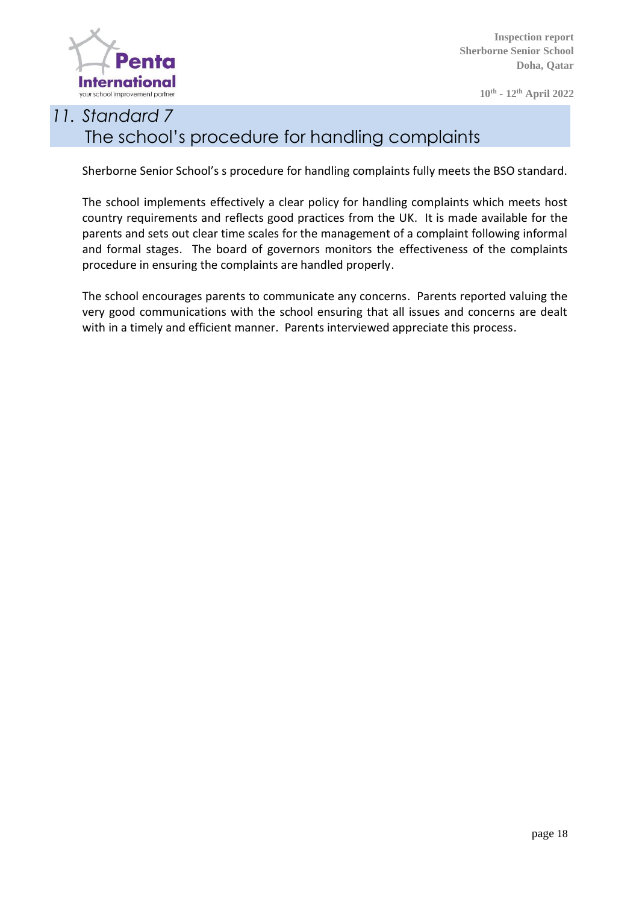## 11. Standard 7
## The school's procedure for handling complaints

Sherborne Senior School's s procedure for handling complaints fully meets the BSO standard.

The school implements effectively a clear policy for handling complaints which meets host country requirements and reflects good practices from the UK. It is made available for the parents and sets out clear time scales for the management of a complaint following informal and formal stages. The board of governors monitors the effectiveness of the complaints procedure in ensuring the complaints are handled properly.

The school encourages parents to communicate any concerns. Parents reported valuing the very good communications with the school ensuring that all issues and concerns are dealt with in a timely and efficient manner. Parents interviewed appreciate this process.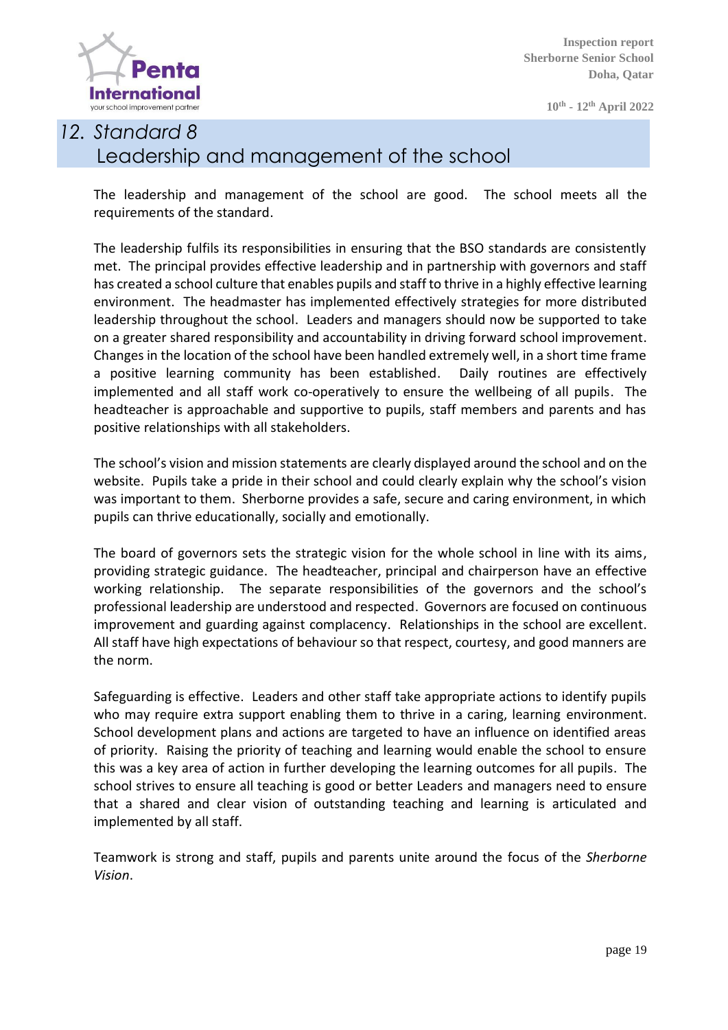## 12. Standard 8
## Leadership and management of the school

The leadership and management of the school are good. The school meets all the requirements of the standard.

The leadership fulfils its responsibilities in ensuring that the BSO standards are consistently met. The principal provides effective leadership and in partnership with governors and staff has created a school culture that enables pupils and staff to thrive in a highly effective learning environment. The headmaster has implemented effectively strategies for more distributed leadership throughout the school. Leaders and managers should now be supported to take on a greater shared responsibility and accountability in driving forward school improvement. Changes in the location of the school have been handled extremely well, in a short time frame a positive learning community has been established. Daily routines are effectively implemented and all staff work co-operatively to ensure the wellbeing of all pupils. The headteacher is approachable and supportive to pupils, staff members and parents and has positive relationships with all stakeholders.

The school's vision and mission statements are clearly displayed around the school and on the website. Pupils take a pride in their school and could clearly explain why the school's vision was important to them. Sherborne provides a safe, secure and caring environment, in which pupils can thrive educationally, socially and emotionally.

The board of governors sets the strategic vision for the whole school in line with its aims, providing strategic guidance. The headteacher, principal and chairperson have an effective working relationship. The separate responsibilities of the governors and the school's professional leadership are understood and respected. Governors are focused on continuous improvement and guarding against complacency. Relationships in the school are excellent. All staff have high expectations of behaviour so that respect, courtesy, and good manners are the norm.

Safeguarding is effective. Leaders and other staff take appropriate actions to identify pupils who may require extra support enabling them to thrive in a caring, learning environment. School development plans and actions are targeted to have an influence on identified areas of priority. Raising the priority of teaching and learning would enable the school to ensure this was a key area of action in further developing the learning outcomes for all pupils. The school strives to ensure all teaching is good or better Leaders and managers need to ensure that a shared and clear vision of outstanding teaching and learning is articulated and implemented by all staff.

Teamwork is strong and staff, pupils and parents unite around the focus of the *Sherborne Vision*.